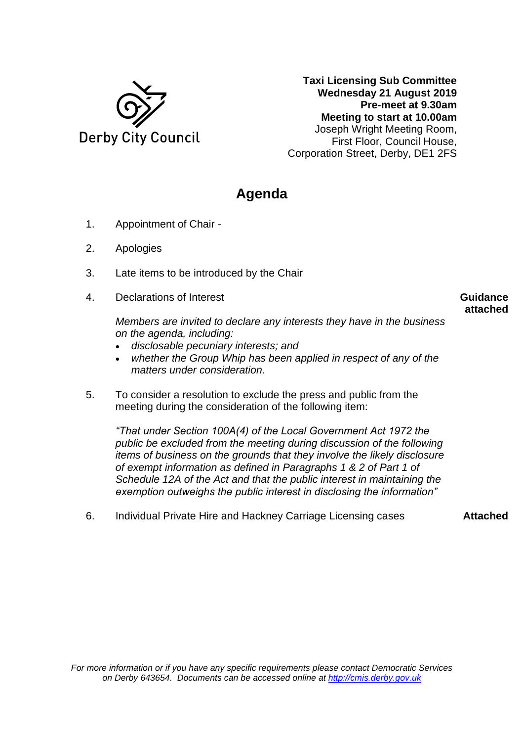Derby City Council

**Taxi Licensing Sub Committee**
**Wednesday 21 August 2019**
**Pre-meet at 9.30am**
**Meeting to start at 10.00am**
Joseph Wright Meeting Room,
First Floor, Council House,
Corporation Street, Derby, DE1 2FS

# Agenda

1. Appointment of Chair -

2. Apologies

3. Late items to be introduced by the Chair

4. Declarations of Interest **Guidance attached**

   *Members are invited to declare any interests they have in the business on the agenda, including:*
   - *disclosable pecuniary interests; and*
   - *whether the Group Whip has been applied in respect of any of the matters under consideration.*

5. To consider a resolution to exclude the press and public from the meeting during the consideration of the following item:

   *"That under Section 100A(4) of the Local Government Act 1972 the public be excluded from the meeting during discussion of the following items of business on the grounds that they involve the likely disclosure of exempt information as defined in Paragraphs 1 & 2 of Part 1 of Schedule 12A of the Act and that the public interest in maintaining the exemption outweighs the public interest in disclosing the information"*

6. Individual Private Hire and Hackney Carriage Licensing cases **Attached**

*For more information or if you have any specific requirements please contact Democratic Services on Derby 643654. Documents can be accessed online at [http://cmis.derby.gov.uk](http://cmis.derby.gov.uk)*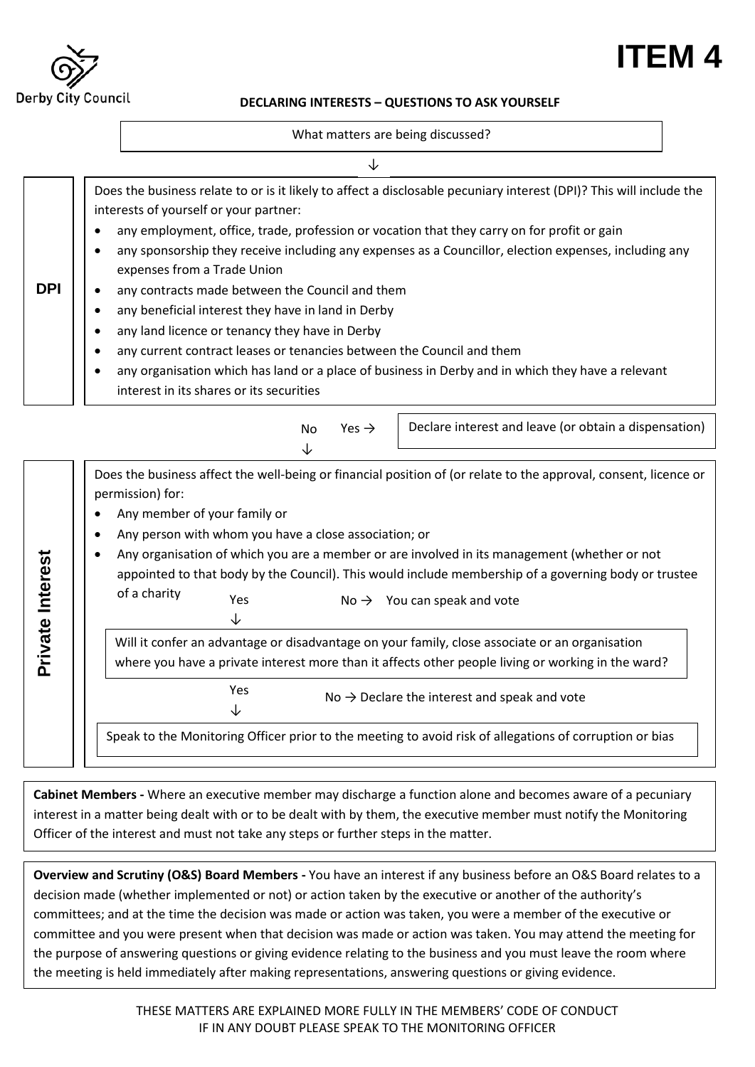# ITEM 4

Derby City Council

**DECLARING INTERESTS – QUESTIONS TO ASK YOURSELF**

What matters are being discussed?

↓

**DPI**

Does the business relate to or is it likely to affect a disclosable pecuniary interest (DPI)? This will include the interests of yourself or your partner:

- any employment, office, trade, profession or vocation that they carry on for profit or gain
- any sponsorship they receive including any expenses as a Councillor, election expenses, including any expenses from a Trade Union
- any contracts made between the Council and them
- any beneficial interest they have in land in Derby
- any land licence or tenancy they have in Derby
- any current contract leases or tenancies between the Council and them
- any organisation which has land or a place of business in Derby and in which they have a relevant interest in its shares or its securities

No ↓ &nbsp;&nbsp; Yes → Declare interest and leave (or obtain a dispensation)

**Private Interest**

Does the business affect the well-being or financial position of (or relate to the approval, consent, licence or permission) for:

- Any member of your family or
- Any person with whom you have a close association; or
- Any organisation of which you are a member or are involved in its management (whether or not appointed to that body by the Council). This would include membership of a governing body or trustee of a charity

Yes ↓ &nbsp;&nbsp; No → You can speak and vote

Will it confer an advantage or disadvantage on your family, close associate or an organisation where you have a private interest more than it affects other people living or working in the ward?

Yes ↓ &nbsp;&nbsp; No → Declare the interest and speak and vote

Speak to the Monitoring Officer prior to the meeting to avoid risk of allegations of corruption or bias

**Cabinet Members -** Where an executive member may discharge a function alone and becomes aware of a pecuniary interest in a matter being dealt with or to be dealt with by them, the executive member must notify the Monitoring Officer of the interest and must not take any steps or further steps in the matter.

**Overview and Scrutiny (O&S) Board Members -** You have an interest if any business before an O&S Board relates to a decision made (whether implemented or not) or action taken by the executive or another of the authority's committees; and at the time the decision was made or action was taken, you were a member of the executive or committee and you were present when that decision was made or action was taken. You may attend the meeting for the purpose of answering questions or giving evidence relating to the business and you must leave the room where the meeting is held immediately after making representations, answering questions or giving evidence.

THESE MATTERS ARE EXPLAINED MORE FULLY IN THE MEMBERS' CODE OF CONDUCT
IF IN ANY DOUBT PLEASE SPEAK TO THE MONITORING OFFICER